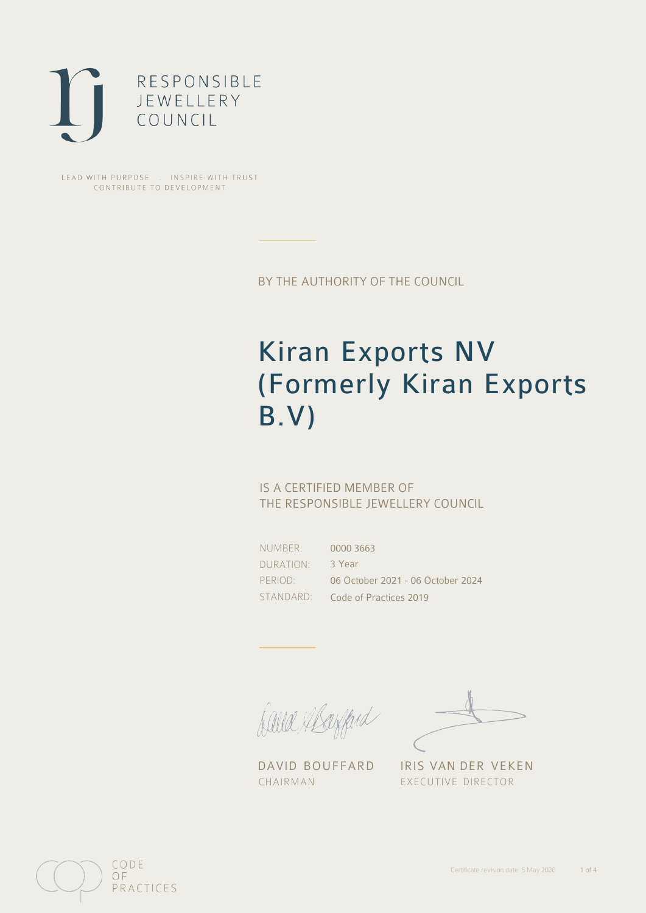RESPONSIBLE JEWELLERY COUNCIL

LEAD WITH PURPOSE . INSPIRE WITH TRUST
CONTRIBUTE TO DEVELOPMENT

BY THE AUTHORITY OF THE COUNCIL

# Kiran Exports NV (Formerly Kiran Exports B.V)

IS A CERTIFIED MEMBER OF
THE RESPONSIBLE JEWELLERY COUNCIL

| | |
|---|---|
| NUMBER: | 0000 3663 |
| DURATION: | 3 Year |
| PERIOD: | 06 October 2021 - 06 October 2024 |
| STANDARD: | Code of Practices 2019 |

DAVID BOUFFARD
CHAIRMAN

IRIS VAN DER VEKEN
EXECUTIVE DIRECTOR

CODE OF PRACTICES

Certificate revision date: 5 May 2020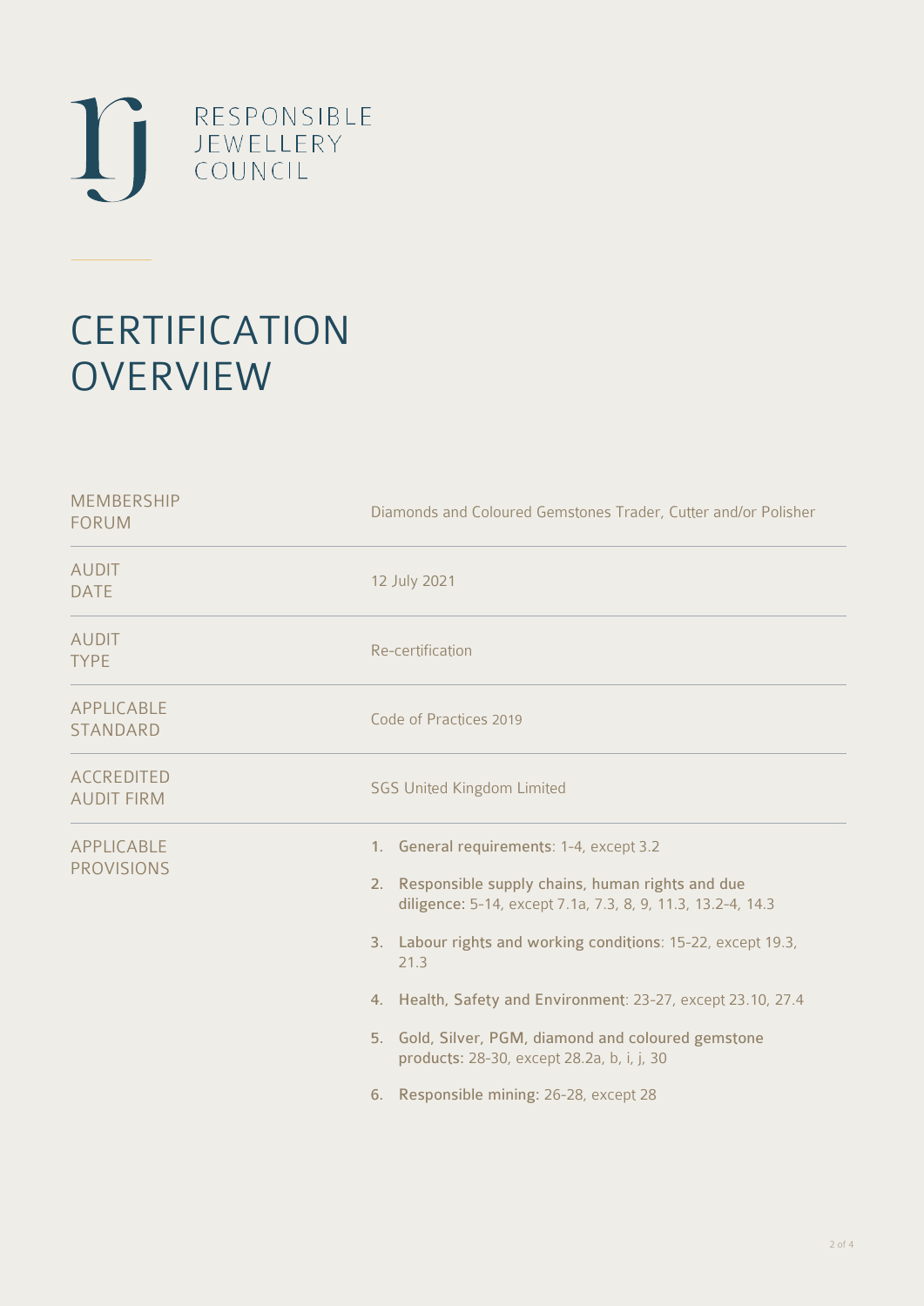RESPONSIBLE
JEWELLERY
COUNCIL

# CERTIFICATION OVERVIEW

| | |
|---|---|
| MEMBERSHIP FORUM | Diamonds and Coloured Gemstones Trader, Cutter and/or Polisher |
| AUDIT DATE | 12 July 2021 |
| AUDIT TYPE | Re-certification |
| APPLICABLE STANDARD | Code of Practices 2019 |
| ACCREDITED AUDIT FIRM | SGS United Kingdom Limited |
| APPLICABLE PROVISIONS | 1. **General requirements**: 1-4, except 3.2<br>2. **Responsible supply chains, human rights and due diligence**: 5-14, except 7.1a, 7.3, 8, 9, 11.3, 13.2-4, 14.3<br>3. **Labour rights and working conditions**: 15-22, except 19.3, 21.3<br>4. **Health, Safety and Environment**: 23-27, except 23.10, 27.4<br>5. **Gold, Silver, PGM, diamond and coloured gemstone products**: 28-30, except 28.2a, b, i, j, 30<br>6. **Responsible mining**: 26-28, except 28 |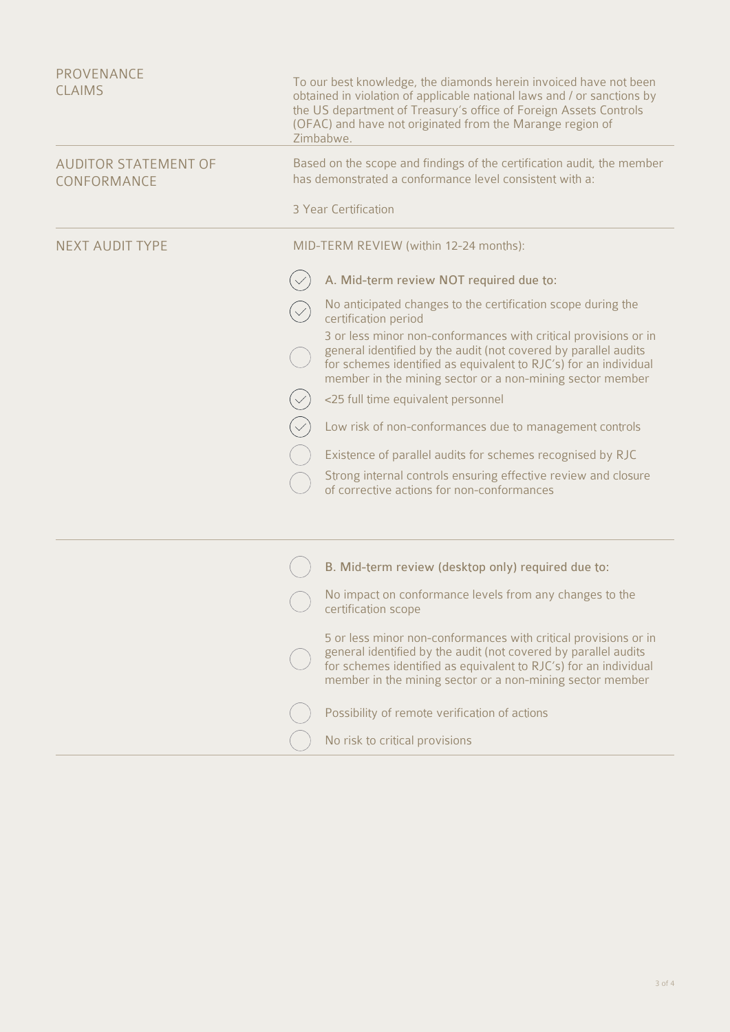**PROVENANCE CLAIMS**

To our best knowledge, the diamonds herein invoiced have not been obtained in violation of applicable national laws and / or sanctions by the US department of Treasury's office of Foreign Assets Controls (OFAC) and have not originated from the Marange region of Zimbabwe.

---

**AUDITOR STATEMENT OF CONFORMANCE**

Based on the scope and findings of the certification audit, the member has demonstrated a conformance level consistent with a:

3 Year Certification

---

**NEXT AUDIT TYPE**

MID-TERM REVIEW (within 12-24 months):

- [x] A. Mid-term review NOT required due to:
- [x] No anticipated changes to the certification scope during the certification period
- [ ] 3 or less minor non-conformances with critical provisions or in general identified by the audit (not covered by parallel audits for schemes identified as equivalent to RJC's) for an individual member in the mining sector or a non-mining sector member
- [x] <25 full time equivalent personnel
- [x] Low risk of non-conformances due to management controls
- [ ] Existence of parallel audits for schemes recognised by RJC
- [ ] Strong internal controls ensuring effective review and closure of corrective actions for non-conformances

---

- [ ] B. Mid-term review (desktop only) required due to:
- [ ] No impact on conformance levels from any changes to the certification scope
- [ ] 5 or less minor non-conformances with critical provisions or in general identified by the audit (not covered by parallel audits for schemes identified as equivalent to RJC's) for an individual member in the mining sector or a non-mining sector member
- [ ] Possibility of remote verification of actions
- [ ] No risk to critical provisions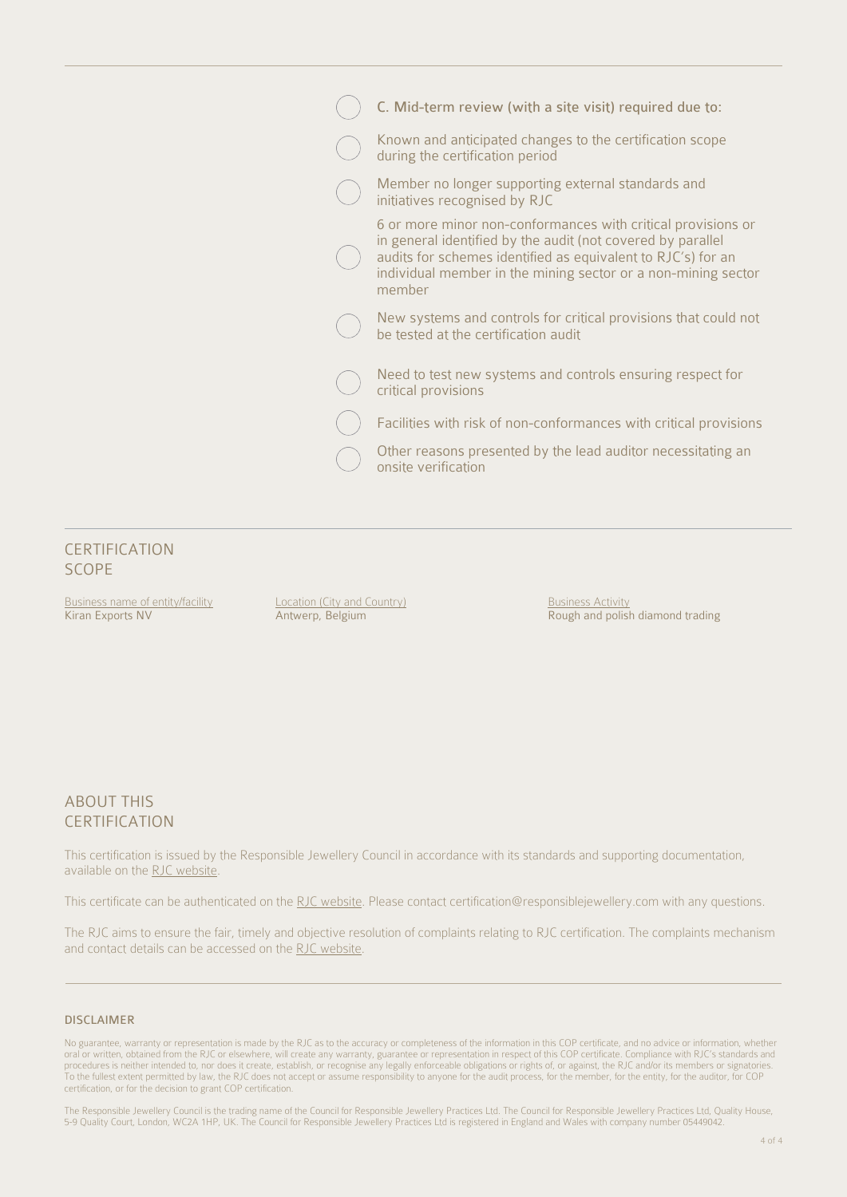C. Mid-term review (with a site visit) required due to:

- ◯ Known and anticipated changes to the certification scope during the certification period
- ◯ Member no longer supporting external standards and initiatives recognised by RJC
- ◯ 6 or more minor non-conformances with critical provisions or in general identified by the audit (not covered by parallel audits for schemes identified as equivalent to RJC's) for an individual member in the mining sector or a non-mining sector member
- ◯ New systems and controls for critical provisions that could not be tested at the certification audit
- ◯ Need to test new systems and controls ensuring respect for critical provisions
- ◯ Facilities with risk of non-conformances with critical provisions
- ◯ Other reasons presented by the lead auditor necessitating an onsite verification

## CERTIFICATION SCOPE

| Business name of entity/facility | Location (City and Country) | Business Activity |
|---|---|---|
| Kiran Exports NV | Antwerp, Belgium | Rough and polish diamond trading |

## ABOUT THIS CERTIFICATION

This certification is issued by the Responsible Jewellery Council in accordance with its standards and supporting documentation, available on the RJC website.

This certificate can be authenticated on the RJC website. Please contact certification@responsiblejewellery.com with any questions.

The RJC aims to ensure the fair, timely and objective resolution of complaints relating to RJC certification. The complaints mechanism and contact details can be accessed on the RJC website.

#### DISCLAIMER

No guarantee, warranty or representation is made by the RJC as to the accuracy or completeness of the information in this COP certificate, and no advice or information, whether oral or written, obtained from the RJC or elsewhere, will create any warranty, guarantee or representation in respect of this COP certificate. Compliance with RJC's standards and procedures is neither intended to, nor does it create, establish, or recognise any legally enforceable obligations or rights of, or against, the RJC and/or its members or signatories. To the fullest extent permitted by law, the RJC does not accept or assume responsibility to anyone for the audit process, for the member, for the entity, for the auditor, for COP certification, or for the decision to grant COP certification.

The Responsible Jewellery Council is the trading name of the Council for Responsible Jewellery Practices Ltd. The Council for Responsible Jewellery Practices Ltd, Quality House, 5-9 Quality Court, London, WC2A 1HP, UK. The Council for Responsible Jewellery Practices Ltd is registered in England and Wales with company number 05449042.